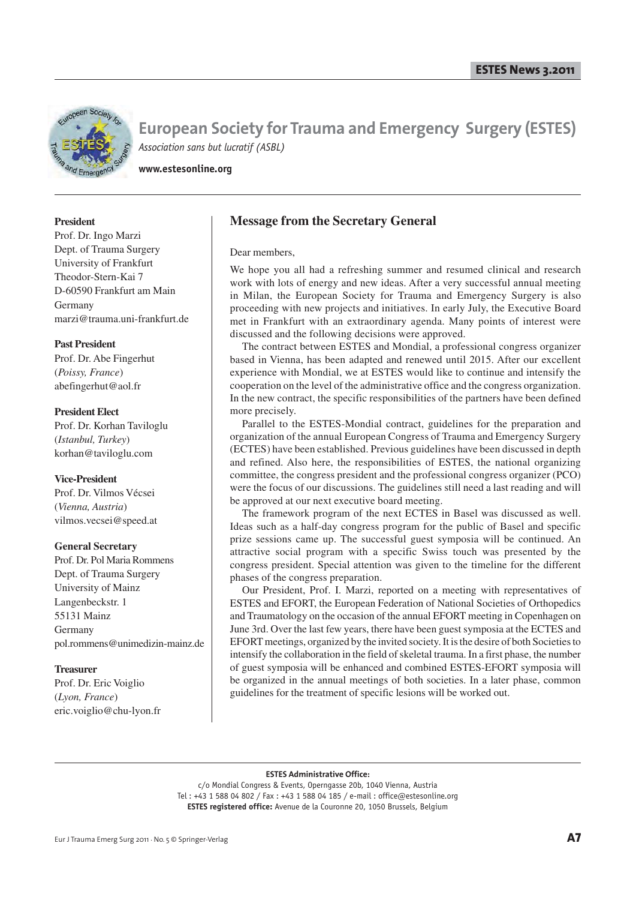# European Society for Trauma and Emergency Surgery (ESTES)

*Association sans but lucratif (ASBL)*

**www.estesonline.org**

**President**
Prof. Dr. Ingo Marzi
Dept. of Trauma Surgery
University of Frankfurt
Theodor-Stern-Kai 7
D-60590 Frankfurt am Main
Germany
marzi@trauma.uni-frankfurt.de

**Past President**
Prof. Dr. Abe Fingerhut
(*Poissy, France*)
abefingerhut@aol.fr

**President Elect**
Prof. Dr. Korhan Taviloglu
(*Istanbul, Turkey*)
korhan@taviloglu.com

**Vice-President**
Prof. Dr. Vilmos Vécsei
(*Vienna, Austria*)
vilmos.vecsei@speed.at

**General Secretary**
Prof. Dr. Pol Maria Rommens
Dept. of Trauma Surgery
University of Mainz
Langenbeckstr. 1
55131 Mainz
Germany
pol.rommens@unimedizin-mainz.de

**Treasurer**
Prof. Dr. Eric Voiglio
(*Lyon, France*)
eric.voiglio@chu-lyon.fr

## Message from the Secretary General

Dear members,

We hope you all had a refreshing summer and resumed clinical and research work with lots of energy and new ideas. After a very successful annual meeting in Milan, the European Society for Trauma and Emergency Surgery is also proceeding with new projects and initiatives. In early July, the Executive Board met in Frankfurt with an extraordinary agenda. Many points of interest were discussed and the following decisions were approved.

The contract between ESTES and Mondial, a professional congress organizer based in Vienna, has been adapted and renewed until 2015. After our excellent experience with Mondial, we at ESTES would like to continue and intensify the cooperation on the level of the administrative office and the congress organization. In the new contract, the specific responsibilities of the partners have been defined more precisely.

Parallel to the ESTES-Mondial contract, guidelines for the preparation and organization of the annual European Congress of Trauma and Emergency Surgery (ECTES) have been established. Previous guidelines have been discussed in depth and refined. Also here, the responsibilities of ESTES, the national organizing committee, the congress president and the professional congress organizer (PCO) were the focus of our discussions. The guidelines still need a last reading and will be approved at our next executive board meeting.

The framework program of the next ECTES in Basel was discussed as well. Ideas such as a half-day congress program for the public of Basel and specific prize sessions came up. The successful guest symposia will be continued. An attractive social program with a specific Swiss touch was presented by the congress president. Special attention was given to the timeline for the different phases of the congress preparation.

Our President, Prof. I. Marzi, reported on a meeting with representatives of ESTES and EFORT, the European Federation of National Societies of Orthopedics and Traumatology on the occasion of the annual EFORT meeting in Copenhagen on June 3rd. Over the last few years, there have been guest symposia at the ECTES and EFORT meetings, organized by the invited society. It is the desire of both Societies to intensify the collaboration in the field of skeletal trauma. In a first phase, the number of guest symposia will be enhanced and combined ESTES-EFORT symposia will be organized in the annual meetings of both societies. In a later phase, common guidelines for the treatment of specific lesions will be worked out.

**ESTES Administrative Office:**
c/o Mondial Congress & Events, Operngasse 20b, 1040 Vienna, Austria
Tel : +43 1 588 04 802 / Fax : +43 1 588 04 185 / e-mail : office@estesonline.org
**ESTES registered office:** Avenue de la Couronne 20, 1050 Brussels, Belgium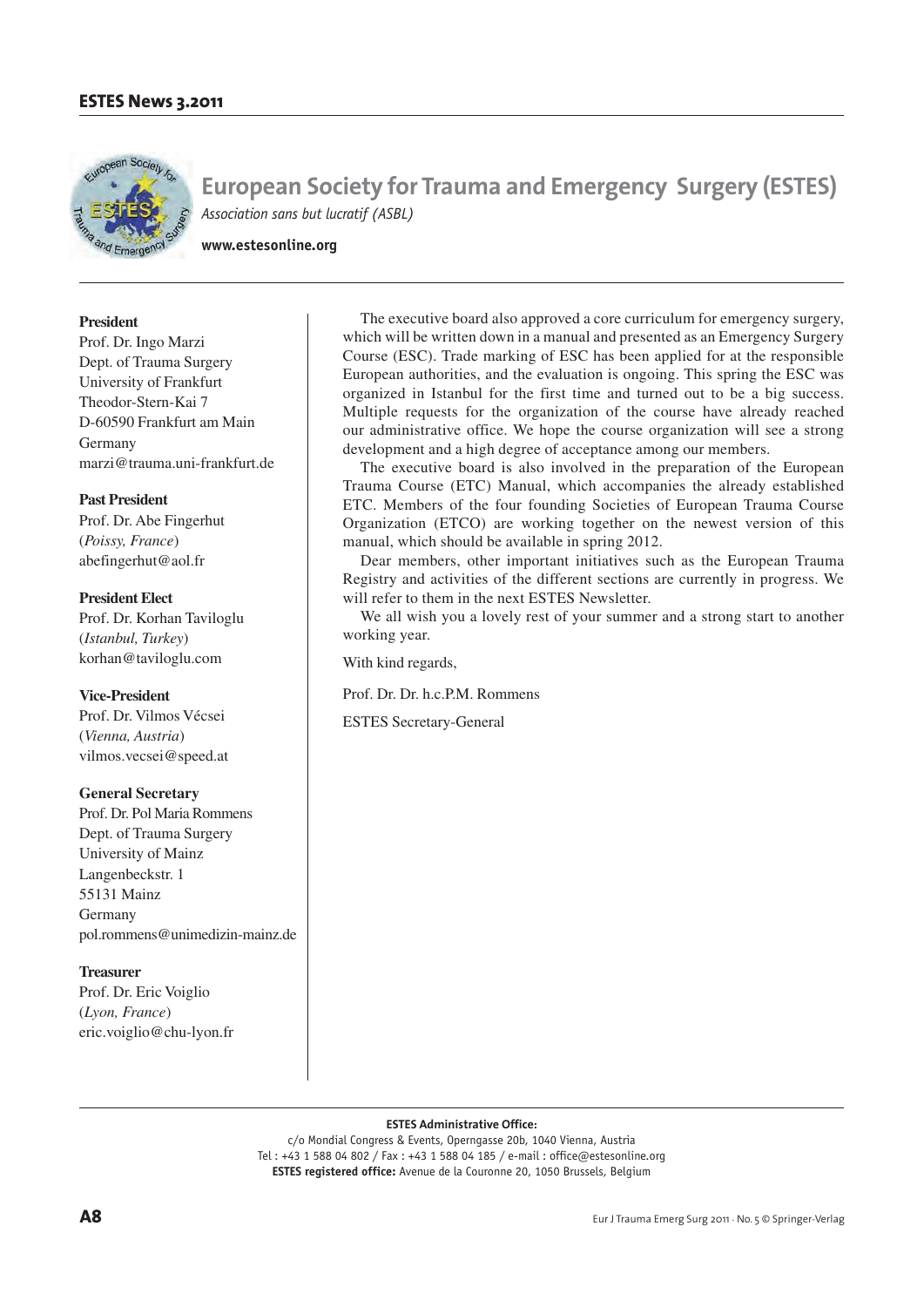# European Society for Trauma and Emergency Surgery (ESTES)

*Association sans but lucratif (ASBL)*

**www.estesonline.org**

**President**
Prof. Dr. Ingo Marzi
Dept. of Trauma Surgery
University of Frankfurt
Theodor-Stern-Kai 7
D-60590 Frankfurt am Main
Germany
marzi@trauma.uni-frankfurt.de

**Past President**
Prof. Dr. Abe Fingerhut
(*Poissy, France*)
abefingerhut@aol.fr

**President Elect**
Prof. Dr. Korhan Taviloglu
(*Istanbul, Turkey*)
korhan@taviloglu.com

**Vice-President**
Prof. Dr. Vilmos Vécsei
(*Vienna, Austria*)
vilmos.vecsei@speed.at

**General Secretary**
Prof. Dr. Pol Maria Rommens
Dept. of Trauma Surgery
University of Mainz
Langenbeckstr. 1
55131 Mainz
Germany
pol.rommens@unimedizin-mainz.de

**Treasurer**
Prof. Dr. Eric Voiglio
(*Lyon, France*)
eric.voiglio@chu-lyon.fr

The executive board also approved a core curriculum for emergency surgery, which will be written down in a manual and presented as an Emergency Surgery Course (ESC). Trade marking of ESC has been applied for at the responsible European authorities, and the evaluation is ongoing. This spring the ESC was organized in Istanbul for the first time and turned out to be a big success. Multiple requests for the organization of the course have already reached our administrative office. We hope the course organization will see a strong development and a high degree of acceptance among our members.

The executive board is also involved in the preparation of the European Trauma Course (ETC) Manual, which accompanies the already established ETC. Members of the four founding Societies of European Trauma Course Organization (ETCO) are working together on the newest version of this manual, which should be available in spring 2012.

Dear members, other important initiatives such as the European Trauma Registry and activities of the different sections are currently in progress. We will refer to them in the next ESTES Newsletter.

We all wish you a lovely rest of your summer and a strong start to another working year.

With kind regards,

Prof. Dr. Dr. h.c.P.M. Rommens

ESTES Secretary-General

**ESTES Administrative Office:**
c/o Mondial Congress & Events, Operngasse 20b, 1040 Vienna, Austria
Tel : +43 1 588 04 802 / Fax : +43 1 588 04 185 / e-mail : office@estesonline.org
**ESTES registered office:** Avenue de la Couronne 20, 1050 Brussels, Belgium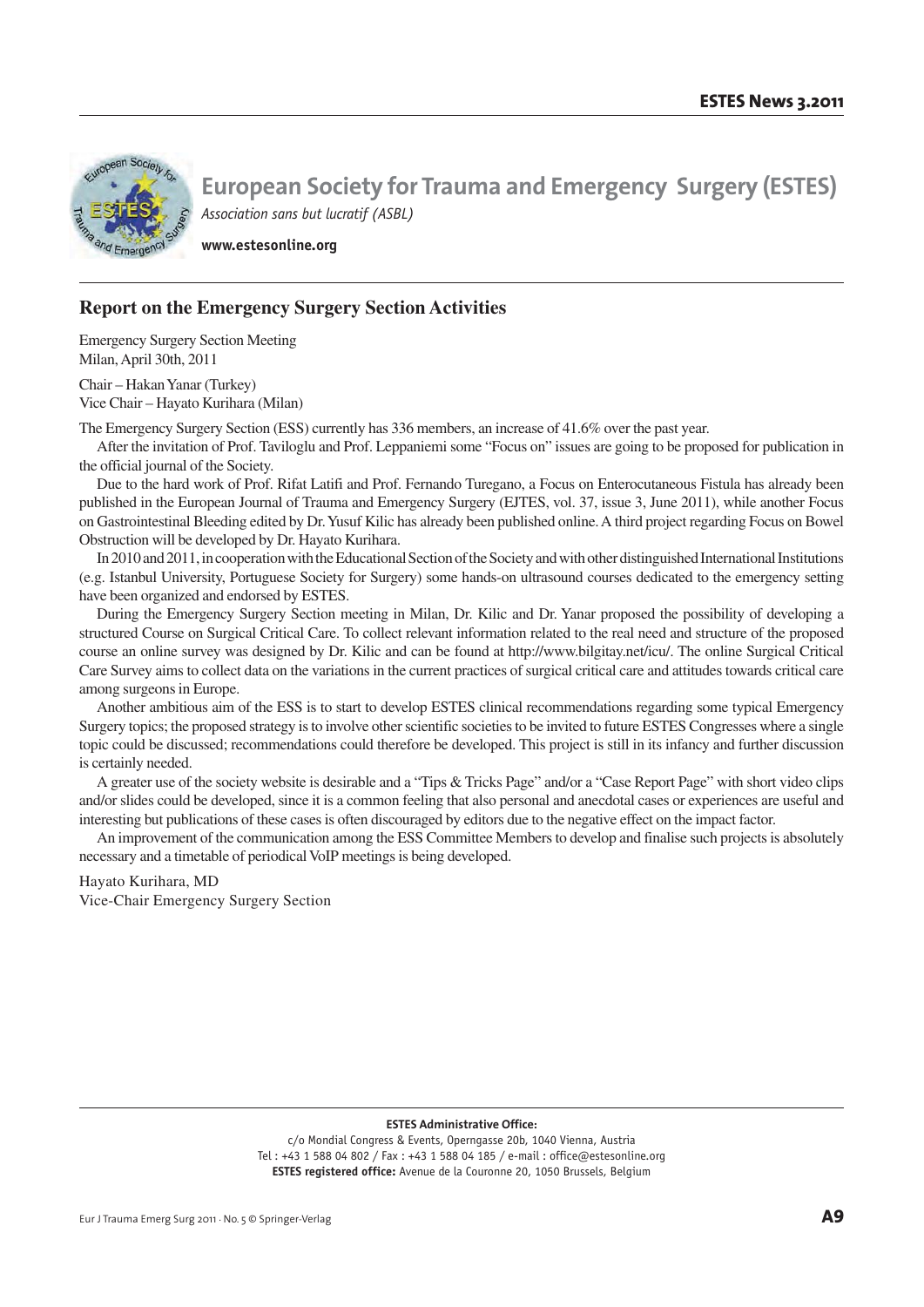# European Society for Trauma and Emergency Surgery (ESTES)

*Association sans but lucratif (ASBL)*

**www.estesonline.org**

## Report on the Emergency Surgery Section Activities

Emergency Surgery Section Meeting
Milan, April 30th, 2011

Chair – Hakan Yanar (Turkey)
Vice Chair – Hayato Kurihara (Milan)

The Emergency Surgery Section (ESS) currently has 336 members, an increase of 41.6% over the past year.

After the invitation of Prof. Taviloglu and Prof. Leppaniemi some "Focus on" issues are going to be proposed for publication in the official journal of the Society.

Due to the hard work of Prof. Rifat Latifi and Prof. Fernando Turegano, a Focus on Enterocutaneous Fistula has already been published in the European Journal of Trauma and Emergency Surgery (EJTES, vol. 37, issue 3, June 2011), while another Focus on Gastrointestinal Bleeding edited by Dr. Yusuf Kilic has already been published online. A third project regarding Focus on Bowel Obstruction will be developed by Dr. Hayato Kurihara.

In 2010 and 2011, in cooperation with the Educational Section of the Society and with other distinguished International Institutions (e.g. Istanbul University, Portuguese Society for Surgery) some hands-on ultrasound courses dedicated to the emergency setting have been organized and endorsed by ESTES.

During the Emergency Surgery Section meeting in Milan, Dr. Kilic and Dr. Yanar proposed the possibility of developing a structured Course on Surgical Critical Care. To collect relevant information related to the real need and structure of the proposed course an online survey was designed by Dr. Kilic and can be found at http://www.bilgitay.net/icu/. The online Surgical Critical Care Survey aims to collect data on the variations in the current practices of surgical critical care and attitudes towards critical care among surgeons in Europe.

Another ambitious aim of the ESS is to start to develop ESTES clinical recommendations regarding some typical Emergency Surgery topics; the proposed strategy is to involve other scientific societies to be invited to future ESTES Congresses where a single topic could be discussed; recommendations could therefore be developed. This project is still in its infancy and further discussion is certainly needed.

A greater use of the society website is desirable and a "Tips & Tricks Page" and/or a "Case Report Page" with short video clips and/or slides could be developed, since it is a common feeling that also personal and anecdotal cases or experiences are useful and interesting but publications of these cases is often discouraged by editors due to the negative effect on the impact factor.

An improvement of the communication among the ESS Committee Members to develop and finalise such projects is absolutely necessary and a timetable of periodical VoIP meetings is being developed.

Hayato Kurihara, MD
Vice-Chair Emergency Surgery Section

**ESTES Administrative Office:**
c/o Mondial Congress & Events, Operngasse 20b, 1040 Vienna, Austria
Tel : +43 1 588 04 802 / Fax : +43 1 588 04 185 / e-mail : office@estesonline.org
**ESTES registered office:** Avenue de la Couronne 20, 1050 Brussels, Belgium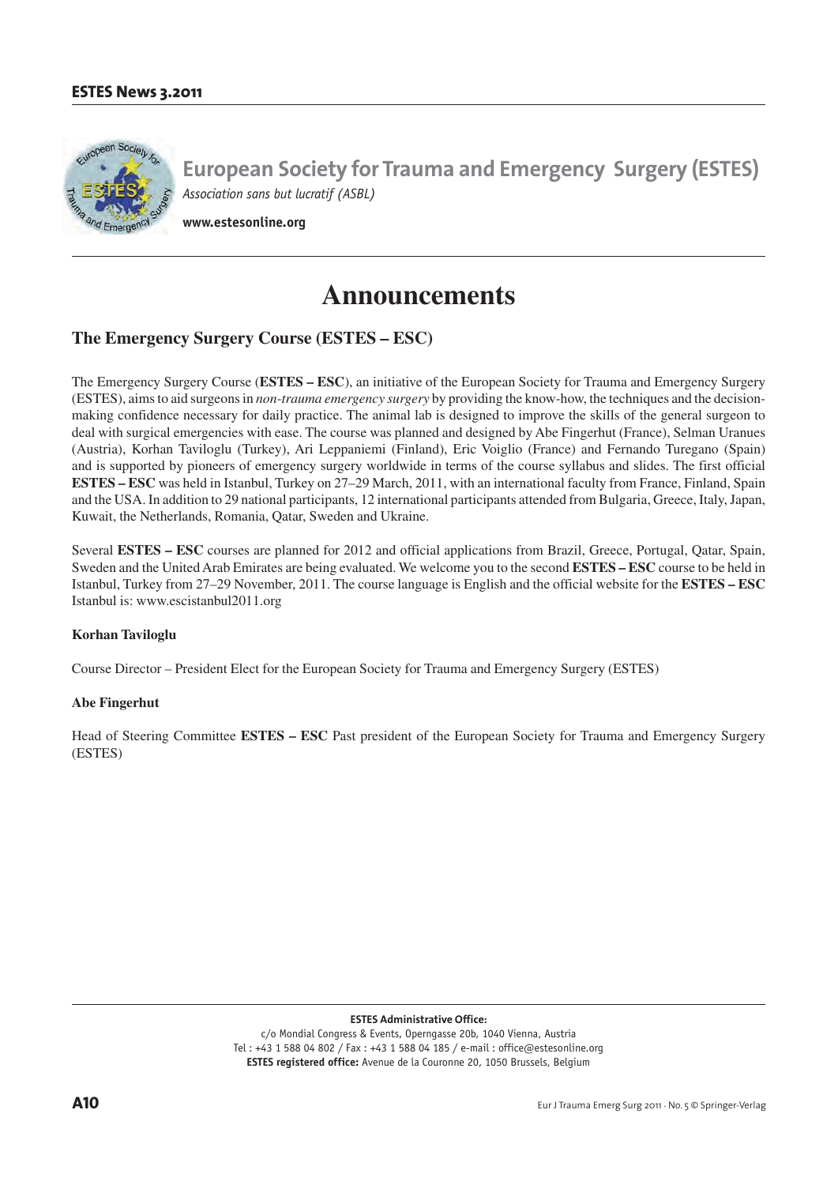# European Society for Trauma and Emergency Surgery (ESTES)

*Association sans but lucratif (ASBL)*

**www.estesonline.org**

# Announcements

## The Emergency Surgery Course (ESTES – ESC)

The Emergency Surgery Course (**ESTES – ESC**), an initiative of the European Society for Trauma and Emergency Surgery (ESTES), aims to aid surgeons in *non-trauma emergency surgery* by providing the know-how, the techniques and the decision-making confidence necessary for daily practice. The animal lab is designed to improve the skills of the general surgeon to deal with surgical emergencies with ease. The course was planned and designed by Abe Fingerhut (France), Selman Uranues (Austria), Korhan Taviloglu (Turkey), Ari Leppaniemi (Finland), Eric Voiglio (France) and Fernando Turegano (Spain) and is supported by pioneers of emergency surgery worldwide in terms of the course syllabus and slides. The first official **ESTES – ESC** was held in Istanbul, Turkey on 27–29 March, 2011, with an international faculty from France, Finland, Spain and the USA. In addition to 29 national participants, 12 international participants attended from Bulgaria, Greece, Italy, Japan, Kuwait, the Netherlands, Romania, Qatar, Sweden and Ukraine.

Several **ESTES – ESC** courses are planned for 2012 and official applications from Brazil, Greece, Portugal, Qatar, Spain, Sweden and the United Arab Emirates are being evaluated. We welcome you to the second **ESTES – ESC** course to be held in Istanbul, Turkey from 27–29 November, 2011. The course language is English and the official website for the **ESTES – ESC** Istanbul is: www.escistanbul2011.org

**Korhan Taviloglu**

Course Director – President Elect for the European Society for Trauma and Emergency Surgery (ESTES)

**Abe Fingerhut**

Head of Steering Committee **ESTES – ESC** Past president of the European Society for Trauma and Emergency Surgery (ESTES)

**ESTES Administrative Office:**
c/o Mondial Congress & Events, Operngasse 20b, 1040 Vienna, Austria
Tel : +43 1 588 04 802 / Fax : +43 1 588 04 185 / e-mail : office@estesonline.org
**ESTES registered office:** Avenue de la Couronne 20, 1050 Brussels, Belgium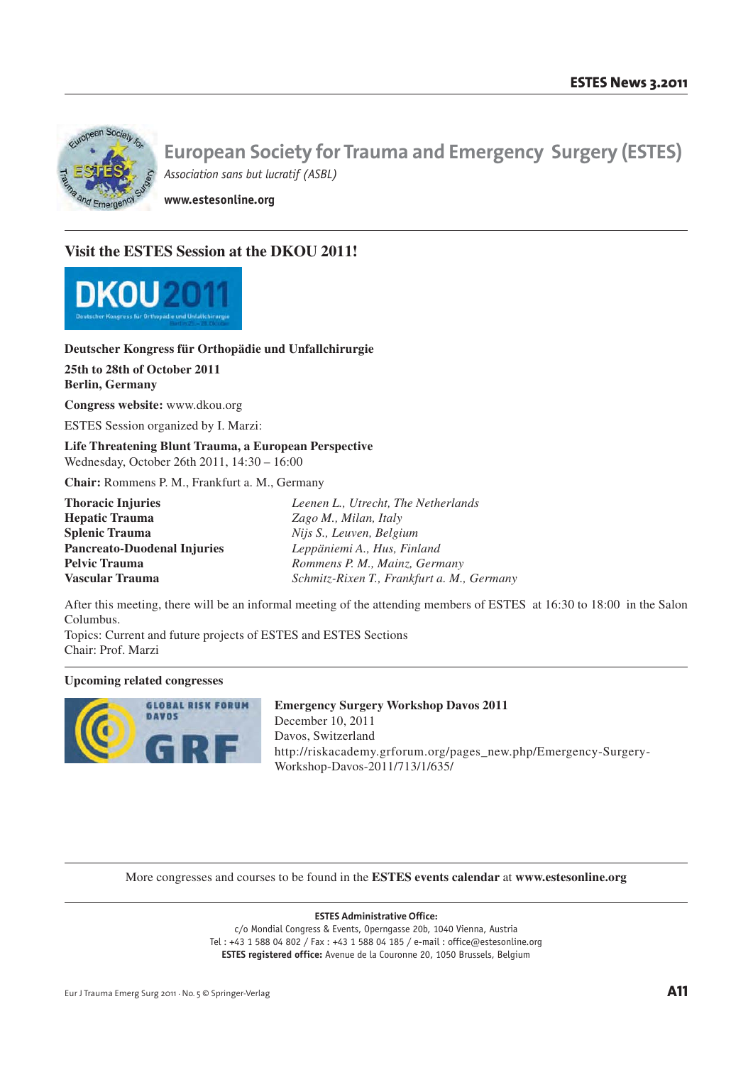# European Society for Trauma and Emergency Surgery (ESTES)

*Association sans but lucratif (ASBL)*

**www.estesonline.org**

## Visit the ESTES Session at the DKOU 2011!

**Deutscher Kongress für Orthopädie und Unfallchirurgie**

**25th to 28th of October 2011**
**Berlin, Germany**

**Congress website:** www.dkou.org

ESTES Session organized by I. Marzi:

**Life Threatening Blunt Trauma, a European Perspective**
Wednesday, October 26th 2011, 14:30 – 16:00

**Chair:** Rommens P. M., Frankfurt a. M., Germany

| | |
|---|---|
| **Thoracic Injuries** | *Leenen L., Utrecht, The Netherlands* |
| **Hepatic Trauma** | *Zago M., Milan, Italy* |
| **Splenic Trauma** | *Nijs S., Leuven, Belgium* |
| **Pancreato-Duodenal Injuries** | *Leppäniemi A., Hus, Finland* |
| **Pelvic Trauma** | *Rommens P. M., Mainz, Germany* |
| **Vascular Trauma** | *Schmitz-Rixen T., Frankfurt a. M., Germany* |

After this meeting, there will be an informal meeting of the attending members of ESTES at 16:30 to 18:00 in the Salon Columbus.
Topics: Current and future projects of ESTES and ESTES Sections
Chair: Prof. Marzi

### Upcoming related congresses

**Emergency Surgery Workshop Davos 2011**
December 10, 2011
Davos, Switzerland
http://riskacademy.grforum.org/pages_new.php/Emergency-Surgery-Workshop-Davos-2011/713/1/635/

More congresses and courses to be found in the **ESTES events calendar** at **www.estesonline.org**

**ESTES Administrative Office:**
c/o Mondial Congress & Events, Operngasse 20b, 1040 Vienna, Austria
Tel : +43 1 588 04 802 / Fax : +43 1 588 04 185 / e-mail : office@estesonline.org
**ESTES registered office:** Avenue de la Couronne 20, 1050 Brussels, Belgium